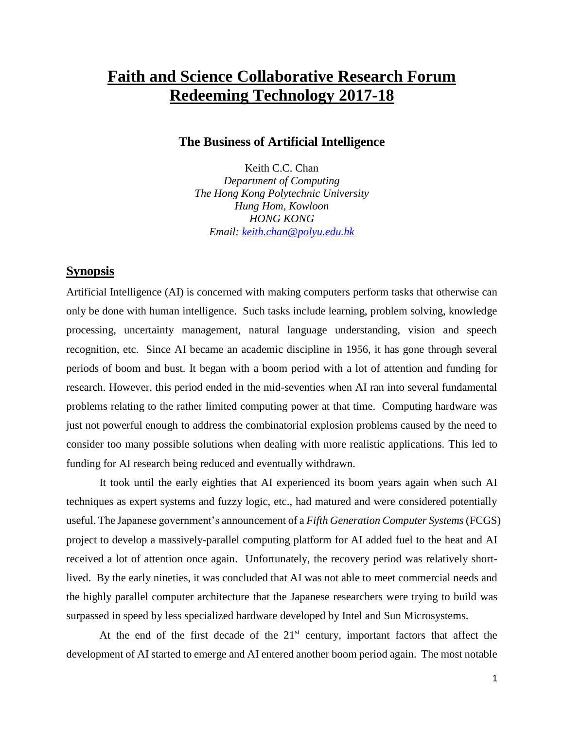# Faith and Science Collaborative Research Forum
# Redeeming Technology 2017-18

## The Business of Artificial Intelligence

Keith C.C. Chan
*Department of Computing*
*The Hong Kong Polytechnic University*
*Hung Hom, Kowloon*
*HONG KONG*
*Email: keith.chan@polyu.edu.hk*

## Synopsis

Artificial Intelligence (AI) is concerned with making computers perform tasks that otherwise can only be done with human intelligence. Such tasks include learning, problem solving, knowledge processing, uncertainty management, natural language understanding, vision and speech recognition, etc. Since AI became an academic discipline in 1956, it has gone through several periods of boom and bust. It began with a boom period with a lot of attention and funding for research. However, this period ended in the mid-seventies when AI ran into several fundamental problems relating to the rather limited computing power at that time. Computing hardware was just not powerful enough to address the combinatorial explosion problems caused by the need to consider too many possible solutions when dealing with more realistic applications. This led to funding for AI research being reduced and eventually withdrawn.

It took until the early eighties that AI experienced its boom years again when such AI techniques as expert systems and fuzzy logic, etc., had matured and were considered potentially useful. The Japanese government's announcement of a *Fifth Generation Computer Systems* (FCGS) project to develop a massively-parallel computing platform for AI added fuel to the heat and AI received a lot of attention once again. Unfortunately, the recovery period was relatively short-lived. By the early nineties, it was concluded that AI was not able to meet commercial needs and the highly parallel computer architecture that the Japanese researchers were trying to build was surpassed in speed by less specialized hardware developed by Intel and Sun Microsystems.

At the end of the first decade of the 21st century, important factors that affect the development of AI started to emerge and AI entered another boom period again. The most notable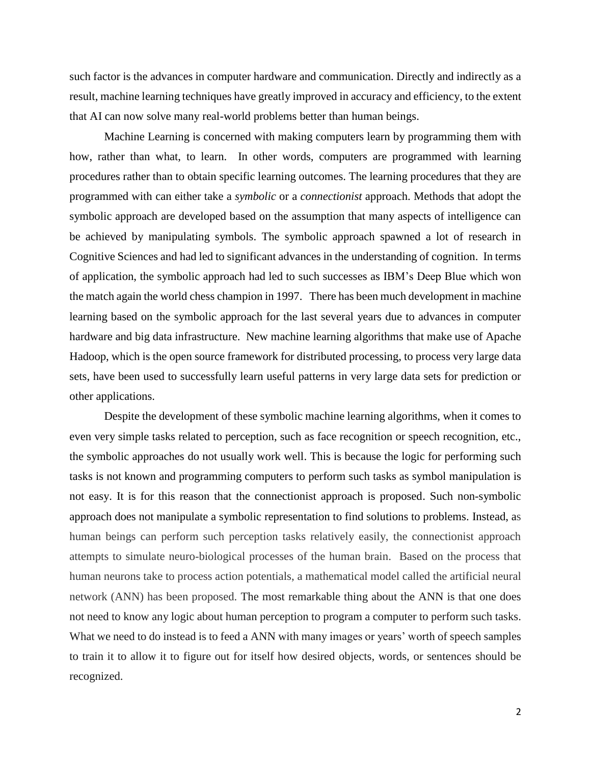such factor is the advances in computer hardware and communication. Directly and indirectly as a result, machine learning techniques have greatly improved in accuracy and efficiency, to the extent that AI can now solve many real-world problems better than human beings.

Machine Learning is concerned with making computers learn by programming them with how, rather than what, to learn. In other words, computers are programmed with learning procedures rather than to obtain specific learning outcomes. The learning procedures that they are programmed with can either take a *symbolic* or a *connectionist* approach. Methods that adopt the symbolic approach are developed based on the assumption that many aspects of intelligence can be achieved by manipulating symbols. The symbolic approach spawned a lot of research in Cognitive Sciences and had led to significant advances in the understanding of cognition. In terms of application, the symbolic approach had led to such successes as IBM's Deep Blue which won the match again the world chess champion in 1997. There has been much development in machine learning based on the symbolic approach for the last several years due to advances in computer hardware and big data infrastructure. New machine learning algorithms that make use of Apache Hadoop, which is the open source framework for distributed processing, to process very large data sets, have been used to successfully learn useful patterns in very large data sets for prediction or other applications.

Despite the development of these symbolic machine learning algorithms, when it comes to even very simple tasks related to perception, such as face recognition or speech recognition, etc., the symbolic approaches do not usually work well. This is because the logic for performing such tasks is not known and programming computers to perform such tasks as symbol manipulation is not easy. It is for this reason that the connectionist approach is proposed. Such non-symbolic approach does not manipulate a symbolic representation to find solutions to problems. Instead, as human beings can perform such perception tasks relatively easily, the connectionist approach attempts to simulate neuro-biological processes of the human brain. Based on the process that human neurons take to process action potentials, a mathematical model called the artificial neural network (ANN) has been proposed. The most remarkable thing about the ANN is that one does not need to know any logic about human perception to program a computer to perform such tasks. What we need to do instead is to feed a ANN with many images or years' worth of speech samples to train it to allow it to figure out for itself how desired objects, words, or sentences should be recognized.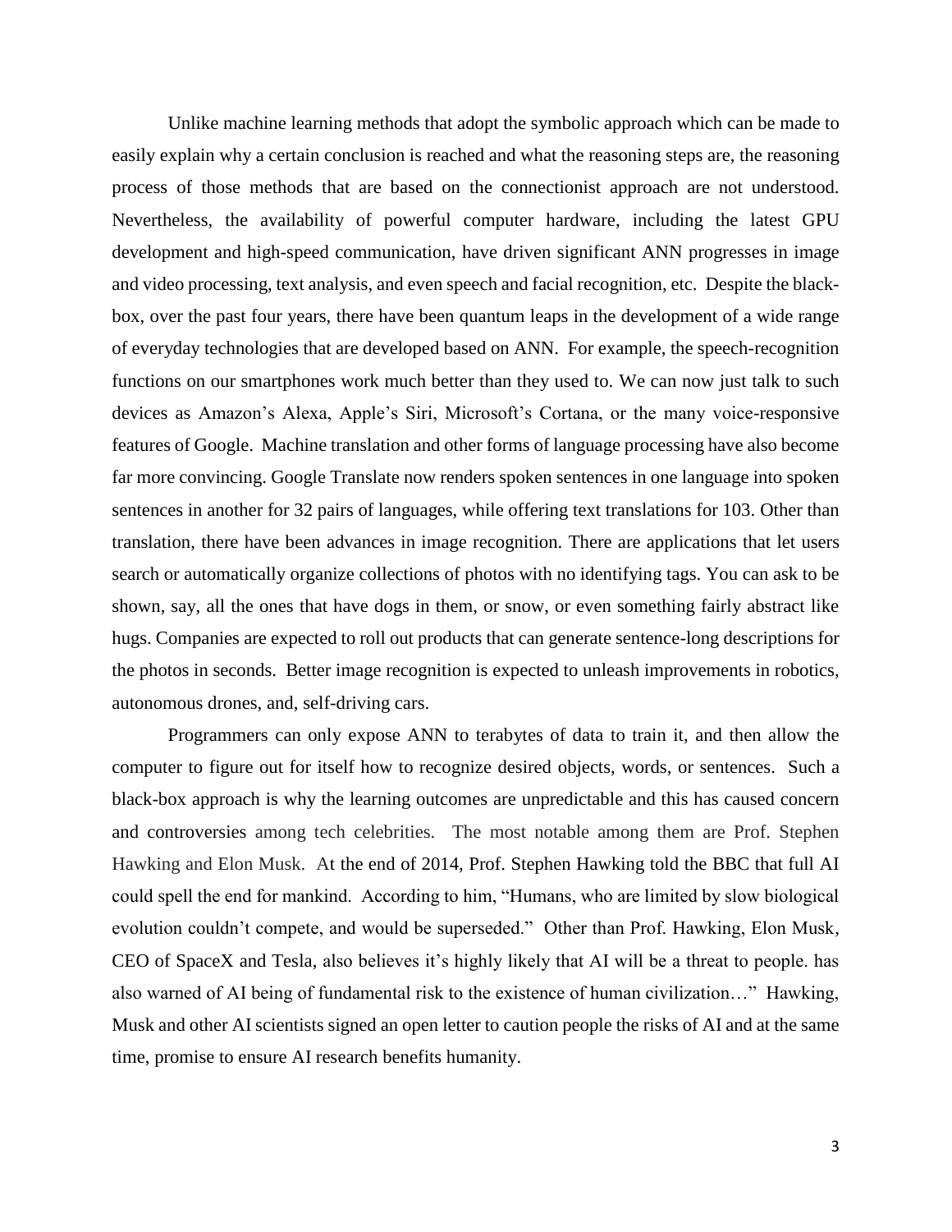Unlike machine learning methods that adopt the symbolic approach which can be made to easily explain why a certain conclusion is reached and what the reasoning steps are, the reasoning process of those methods that are based on the connectionist approach are not understood. Nevertheless, the availability of powerful computer hardware, including the latest GPU development and high-speed communication, have driven significant ANN progresses in image and video processing, text analysis, and even speech and facial recognition, etc. Despite the black-box, over the past four years, there have been quantum leaps in the development of a wide range of everyday technologies that are developed based on ANN. For example, the speech-recognition functions on our smartphones work much better than they used to. We can now just talk to such devices as Amazon's Alexa, Apple's Siri, Microsoft's Cortana, or the many voice-responsive features of Google. Machine translation and other forms of language processing have also become far more convincing. Google Translate now renders spoken sentences in one language into spoken sentences in another for 32 pairs of languages, while offering text translations for 103. Other than translation, there have been advances in image recognition. There are applications that let users search or automatically organize collections of photos with no identifying tags. You can ask to be shown, say, all the ones that have dogs in them, or snow, or even something fairly abstract like hugs. Companies are expected to roll out products that can generate sentence-long descriptions for the photos in seconds. Better image recognition is expected to unleash improvements in robotics, autonomous drones, and, self-driving cars.

Programmers can only expose ANN to terabytes of data to train it, and then allow the computer to figure out for itself how to recognize desired objects, words, or sentences. Such a black-box approach is why the learning outcomes are unpredictable and this has caused concern and controversies among tech celebrities. The most notable among them are Prof. Stephen Hawking and Elon Musk. At the end of 2014, Prof. Stephen Hawking told the BBC that full AI could spell the end for mankind. According to him, "Humans, who are limited by slow biological evolution couldn't compete, and would be superseded." Other than Prof. Hawking, Elon Musk, CEO of SpaceX and Tesla, also believes it's highly likely that AI will be a threat to people. has also warned of AI being of fundamental risk to the existence of human civilization…" Hawking, Musk and other AI scientists signed an open letter to caution people the risks of AI and at the same time, promise to ensure AI research benefits humanity.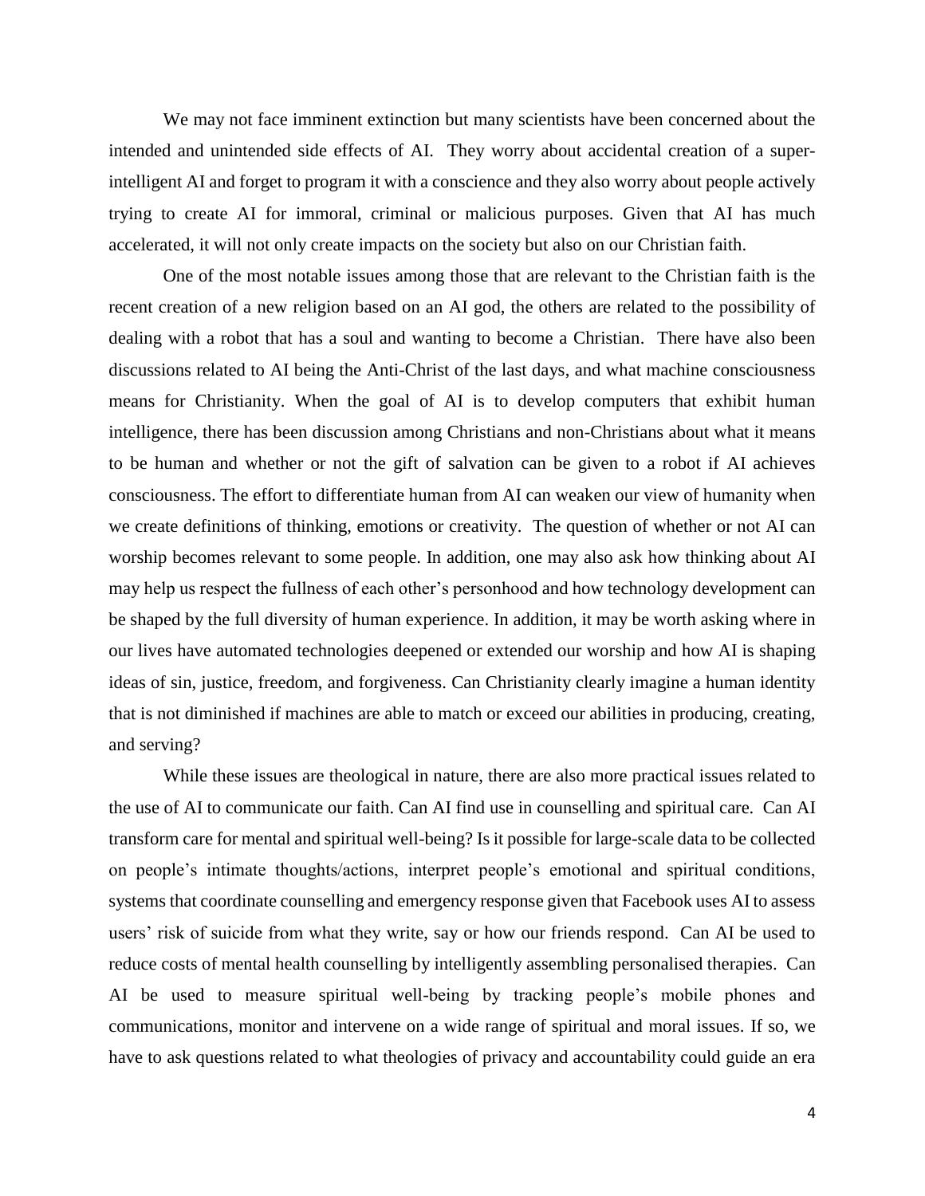We may not face imminent extinction but many scientists have been concerned about the intended and unintended side effects of AI. They worry about accidental creation of a super-intelligent AI and forget to program it with a conscience and they also worry about people actively trying to create AI for immoral, criminal or malicious purposes. Given that AI has much accelerated, it will not only create impacts on the society but also on our Christian faith.

One of the most notable issues among those that are relevant to the Christian faith is the recent creation of a new religion based on an AI god, the others are related to the possibility of dealing with a robot that has a soul and wanting to become a Christian. There have also been discussions related to AI being the Anti-Christ of the last days, and what machine consciousness means for Christianity. When the goal of AI is to develop computers that exhibit human intelligence, there has been discussion among Christians and non-Christians about what it means to be human and whether or not the gift of salvation can be given to a robot if AI achieves consciousness. The effort to differentiate human from AI can weaken our view of humanity when we create definitions of thinking, emotions or creativity. The question of whether or not AI can worship becomes relevant to some people. In addition, one may also ask how thinking about AI may help us respect the fullness of each other's personhood and how technology development can be shaped by the full diversity of human experience. In addition, it may be worth asking where in our lives have automated technologies deepened or extended our worship and how AI is shaping ideas of sin, justice, freedom, and forgiveness. Can Christianity clearly imagine a human identity that is not diminished if machines are able to match or exceed our abilities in producing, creating, and serving?

While these issues are theological in nature, there are also more practical issues related to the use of AI to communicate our faith. Can AI find use in counselling and spiritual care. Can AI transform care for mental and spiritual well-being? Is it possible for large-scale data to be collected on people's intimate thoughts/actions, interpret people's emotional and spiritual conditions, systems that coordinate counselling and emergency response given that Facebook uses AI to assess users' risk of suicide from what they write, say or how our friends respond. Can AI be used to reduce costs of mental health counselling by intelligently assembling personalised therapies. Can AI be used to measure spiritual well-being by tracking people's mobile phones and communications, monitor and intervene on a wide range of spiritual and moral issues. If so, we have to ask questions related to what theologies of privacy and accountability could guide an era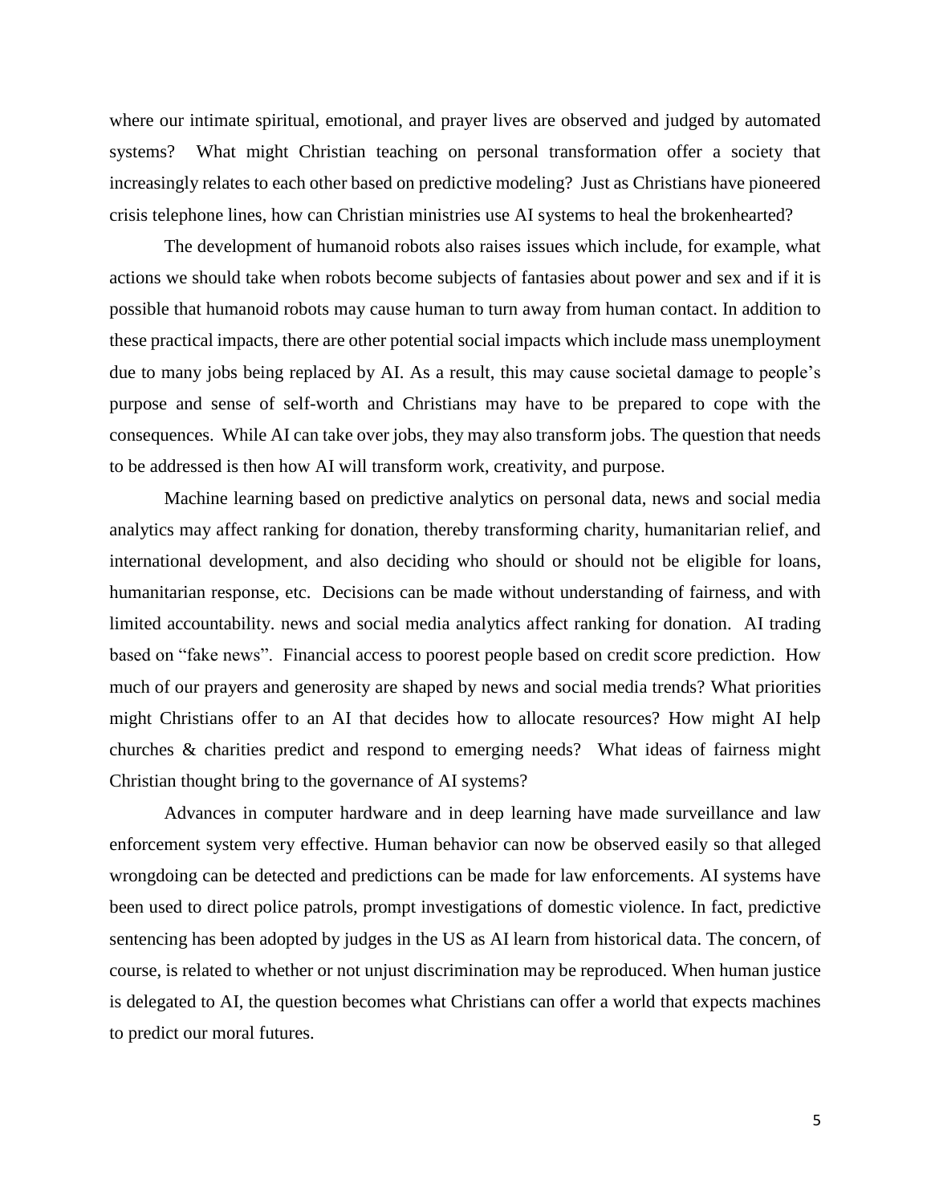where our intimate spiritual, emotional, and prayer lives are observed and judged by automated systems? What might Christian teaching on personal transformation offer a society that increasingly relates to each other based on predictive modeling? Just as Christians have pioneered crisis telephone lines, how can Christian ministries use AI systems to heal the brokenhearted?

The development of humanoid robots also raises issues which include, for example, what actions we should take when robots become subjects of fantasies about power and sex and if it is possible that humanoid robots may cause human to turn away from human contact. In addition to these practical impacts, there are other potential social impacts which include mass unemployment due to many jobs being replaced by AI. As a result, this may cause societal damage to people's purpose and sense of self-worth and Christians may have to be prepared to cope with the consequences. While AI can take over jobs, they may also transform jobs. The question that needs to be addressed is then how AI will transform work, creativity, and purpose.

Machine learning based on predictive analytics on personal data, news and social media analytics may affect ranking for donation, thereby transforming charity, humanitarian relief, and international development, and also deciding who should or should not be eligible for loans, humanitarian response, etc. Decisions can be made without understanding of fairness, and with limited accountability. news and social media analytics affect ranking for donation. AI trading based on "fake news". Financial access to poorest people based on credit score prediction. How much of our prayers and generosity are shaped by news and social media trends? What priorities might Christians offer to an AI that decides how to allocate resources? How might AI help churches & charities predict and respond to emerging needs? What ideas of fairness might Christian thought bring to the governance of AI systems?

Advances in computer hardware and in deep learning have made surveillance and law enforcement system very effective. Human behavior can now be observed easily so that alleged wrongdoing can be detected and predictions can be made for law enforcements. AI systems have been used to direct police patrols, prompt investigations of domestic violence. In fact, predictive sentencing has been adopted by judges in the US as AI learn from historical data. The concern, of course, is related to whether or not unjust discrimination may be reproduced. When human justice is delegated to AI, the question becomes what Christians can offer a world that expects machines to predict our moral futures.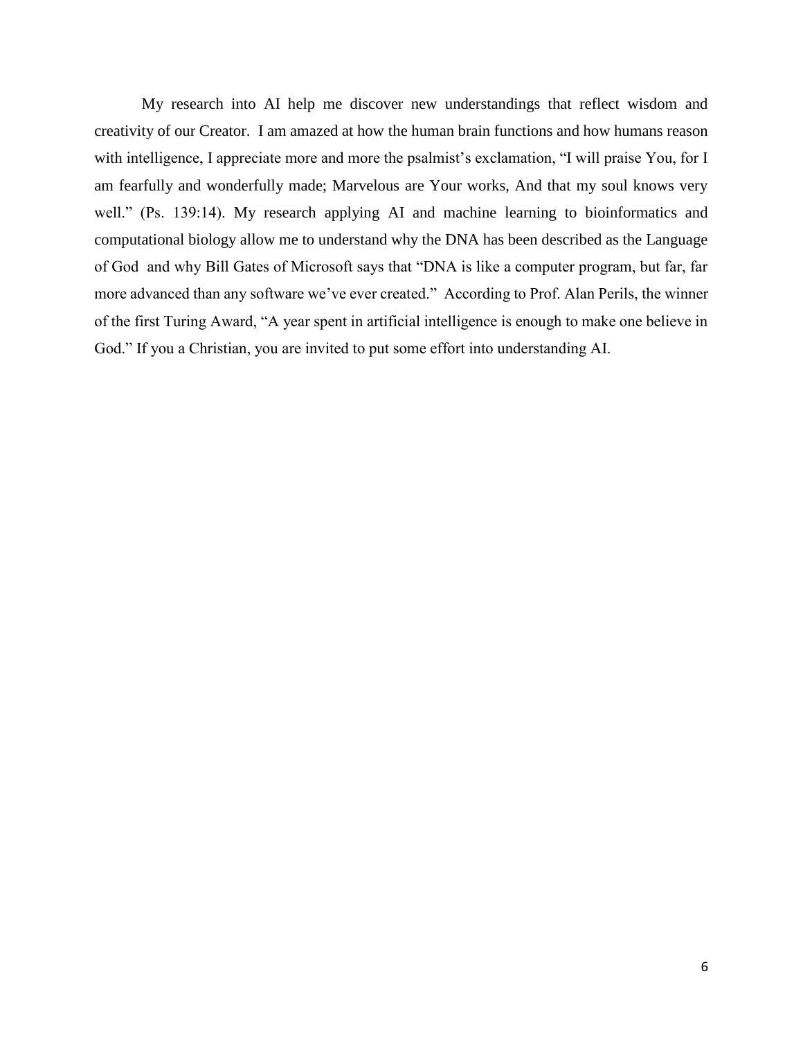My research into AI help me discover new understandings that reflect wisdom and creativity of our Creator. I am amazed at how the human brain functions and how humans reason with intelligence, I appreciate more and more the psalmist's exclamation, "I will praise You, for I am fearfully and wonderfully made; Marvelous are Your works, And that my soul knows very well." (Ps. 139:14). My research applying AI and machine learning to bioinformatics and computational biology allow me to understand why the DNA has been described as the Language of God and why Bill Gates of Microsoft says that "DNA is like a computer program, but far, far more advanced than any software we've ever created." According to Prof. Alan Perils, the winner of the first Turing Award, "A year spent in artificial intelligence is enough to make one believe in God." If you a Christian, you are invited to put some effort into understanding AI.